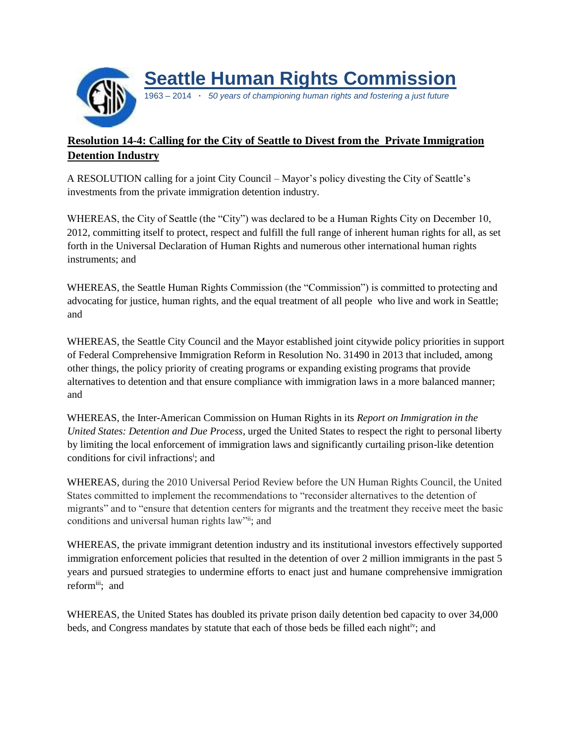# Seattle Human Rights Commission

1963 – 2014 · *50 years of championing human rights and fostering a just future*

## Resolution 14-4: Calling for the City of Seattle to Divest from the Private Immigration Detention Industry

A RESOLUTION calling for a joint City Council – Mayor's policy divesting the City of Seattle's investments from the private immigration detention industry.

WHEREAS, the City of Seattle (the "City") was declared to be a Human Rights City on December 10, 2012, committing itself to protect, respect and fulfill the full range of inherent human rights for all, as set forth in the Universal Declaration of Human Rights and numerous other international human rights instruments; and

WHEREAS, the Seattle Human Rights Commission (the "Commission") is committed to protecting and advocating for justice, human rights, and the equal treatment of all people who live and work in Seattle; and

WHEREAS, the Seattle City Council and the Mayor established joint citywide policy priorities in support of Federal Comprehensive Immigration Reform in Resolution No. 31490 in 2013 that included, among other things, the policy priority of creating programs or expanding existing programs that provide alternatives to detention and that ensure compliance with immigration laws in a more balanced manner; and

WHEREAS, the Inter-American Commission on Human Rights in its *Report on Immigration in the United States: Detention and Due Process*, urged the United States to respect the right to personal liberty by limiting the local enforcement of immigration laws and significantly curtailing prison-like detention conditions for civil infractions[i]; and

WHEREAS, during the 2010 Universal Period Review before the UN Human Rights Council, the United States committed to implement the recommendations to "reconsider alternatives to the detention of migrants" and to "ensure that detention centers for migrants and the treatment they receive meet the basic conditions and universal human rights law"[ii]; and

WHEREAS, the private immigrant detention industry and its institutional investors effectively supported immigration enforcement policies that resulted in the detention of over 2 million immigrants in the past 5 years and pursued strategies to undermine efforts to enact just and humane comprehensive immigration reform[iii]; and

WHEREAS, the United States has doubled its private prison daily detention bed capacity to over 34,000 beds, and Congress mandates by statute that each of those beds be filled each night[iv]; and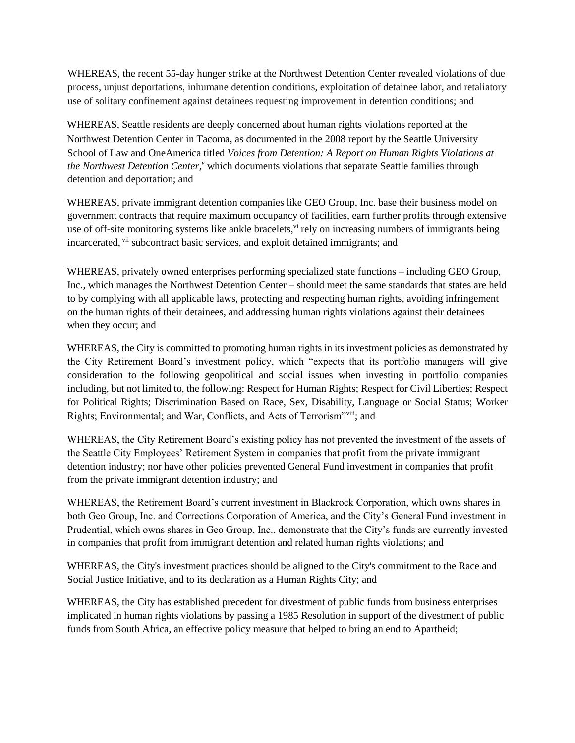WHEREAS, the recent 55-day hunger strike at the Northwest Detention Center revealed violations of due process, unjust deportations, inhumane detention conditions, exploitation of detainee labor, and retaliatory use of solitary confinement against detainees requesting improvement in detention conditions; and

WHEREAS, Seattle residents are deeply concerned about human rights violations reported at the Northwest Detention Center in Tacoma, as documented in the 2008 report by the Seattle University School of Law and OneAmerica titled *Voices from Detention: A Report on Human Rights Violations at the Northwest Detention Center*,[v] which documents violations that separate Seattle families through detention and deportation; and

WHEREAS, private immigrant detention companies like GEO Group, Inc. base their business model on government contracts that require maximum occupancy of facilities, earn further profits through extensive use of off-site monitoring systems like ankle bracelets,[vi] rely on increasing numbers of immigrants being incarcerated,[vii] subcontract basic services, and exploit detained immigrants; and

WHEREAS, privately owned enterprises performing specialized state functions – including GEO Group, Inc., which manages the Northwest Detention Center – should meet the same standards that states are held to by complying with all applicable laws, protecting and respecting human rights, avoiding infringement on the human rights of their detainees, and addressing human rights violations against their detainees when they occur; and

WHEREAS, the City is committed to promoting human rights in its investment policies as demonstrated by the City Retirement Board's investment policy, which "expects that its portfolio managers will give consideration to the following geopolitical and social issues when investing in portfolio companies including, but not limited to, the following: Respect for Human Rights; Respect for Civil Liberties; Respect for Political Rights; Discrimination Based on Race, Sex, Disability, Language or Social Status; Worker Rights; Environmental; and War, Conflicts, and Acts of Terrorism"[viii]; and

WHEREAS, the City Retirement Board's existing policy has not prevented the investment of the assets of the Seattle City Employees' Retirement System in companies that profit from the private immigrant detention industry; nor have other policies prevented General Fund investment in companies that profit from the private immigrant detention industry; and

WHEREAS, the Retirement Board's current investment in Blackrock Corporation, which owns shares in both Geo Group, Inc. and Corrections Corporation of America, and the City's General Fund investment in Prudential, which owns shares in Geo Group, Inc., demonstrate that the City's funds are currently invested in companies that profit from immigrant detention and related human rights violations; and

WHEREAS, the City's investment practices should be aligned to the City's commitment to the Race and Social Justice Initiative, and to its declaration as a Human Rights City; and

WHEREAS, the City has established precedent for divestment of public funds from business enterprises implicated in human rights violations by passing a 1985 Resolution in support of the divestment of public funds from South Africa, an effective policy measure that helped to bring an end to Apartheid;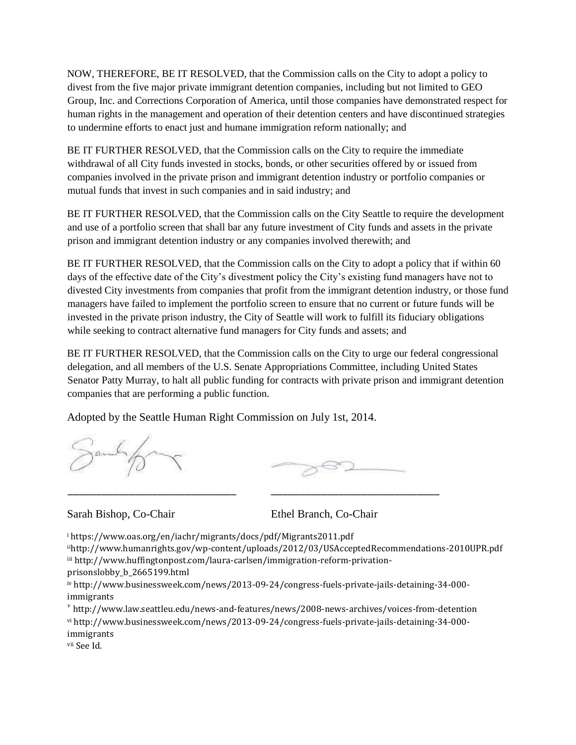NOW, THEREFORE, BE IT RESOLVED, that the Commission calls on the City to adopt a policy to divest from the five major private immigrant detention companies, including but not limited to GEO Group, Inc. and Corrections Corporation of America, until those companies have demonstrated respect for human rights in the management and operation of their detention centers and have discontinued strategies to undermine efforts to enact just and humane immigration reform nationally; and

BE IT FURTHER RESOLVED, that the Commission calls on the City to require the immediate withdrawal of all City funds invested in stocks, bonds, or other securities offered by or issued from companies involved in the private prison and immigrant detention industry or portfolio companies or mutual funds that invest in such companies and in said industry; and

BE IT FURTHER RESOLVED, that the Commission calls on the City Seattle to require the development and use of a portfolio screen that shall bar any future investment of City funds and assets in the private prison and immigrant detention industry or any companies involved therewith; and

BE IT FURTHER RESOLVED, that the Commission calls on the City to adopt a policy that if within 60 days of the effective date of the City's divestment policy the City's existing fund managers have not to divested City investments from companies that profit from the immigrant detention industry, or those fund managers have failed to implement the portfolio screen to ensure that no current or future funds will be invested in the private prison industry, the City of Seattle will work to fulfill its fiduciary obligations while seeking to contract alternative fund managers for City funds and assets; and

BE IT FURTHER RESOLVED, that the Commission calls on the City to urge our federal congressional delegation, and all members of the U.S. Senate Appropriations Committee, including United States Senator Patty Murray, to halt all public funding for contracts with private prison and immigrant detention companies that are performing a public function.

Adopted by the Seattle Human Right Commission on July 1st, 2014.

_______________________________ _______________________________

Sarah Bishop, Co-Chair Ethel Branch, Co-Chair

[i] https://www.oas.org/en/iachr/migrants/docs/pdf/Migrants2011.pdf

[ii] http://www.humanrights.gov/wp-content/uploads/2012/03/USAcceptedRecommendations-2010UPR.pdf

[iii] http://www.huffingtonpost.com/laura-carlsen/immigration-reform-privation-prisonslobby_b_2665199.html

[iv] http://www.businessweek.com/news/2013-09-24/congress-fuels-private-jails-detaining-34-000-immigrants

[v] http://www.law.seattleu.edu/news-and-features/news/2008-news-archives/voices-from-detention

[vi] http://www.businessweek.com/news/2013-09-24/congress-fuels-private-jails-detaining-34-000-immigrants

[vii] See Id.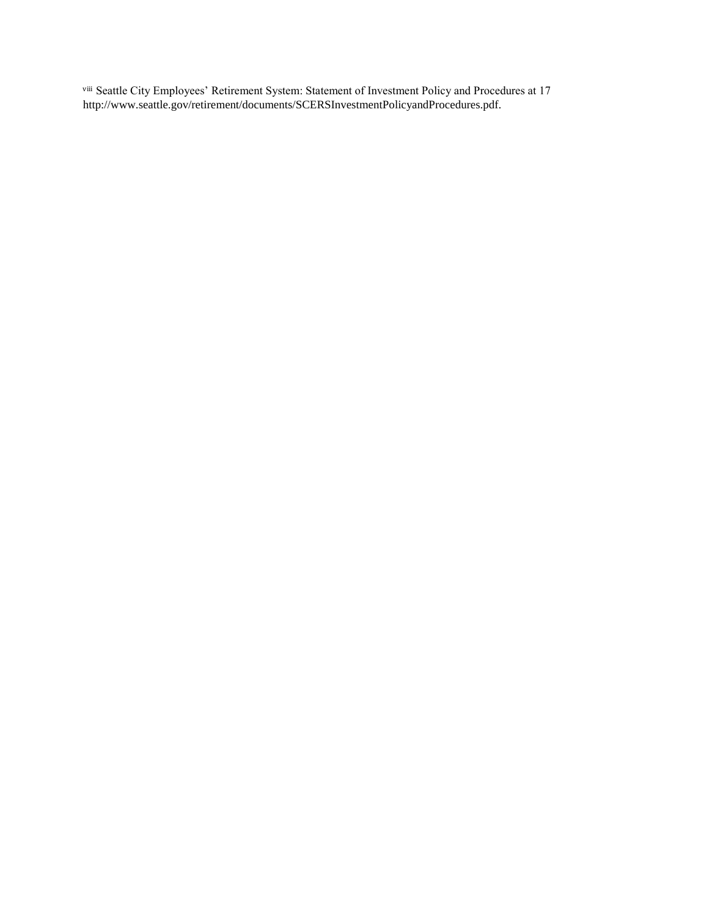[viii] Seattle City Employees' Retirement System: Statement of Investment Policy and Procedures at 17 http://www.seattle.gov/retirement/documents/SCERSInvestmentPolicyandProcedures.pdf.